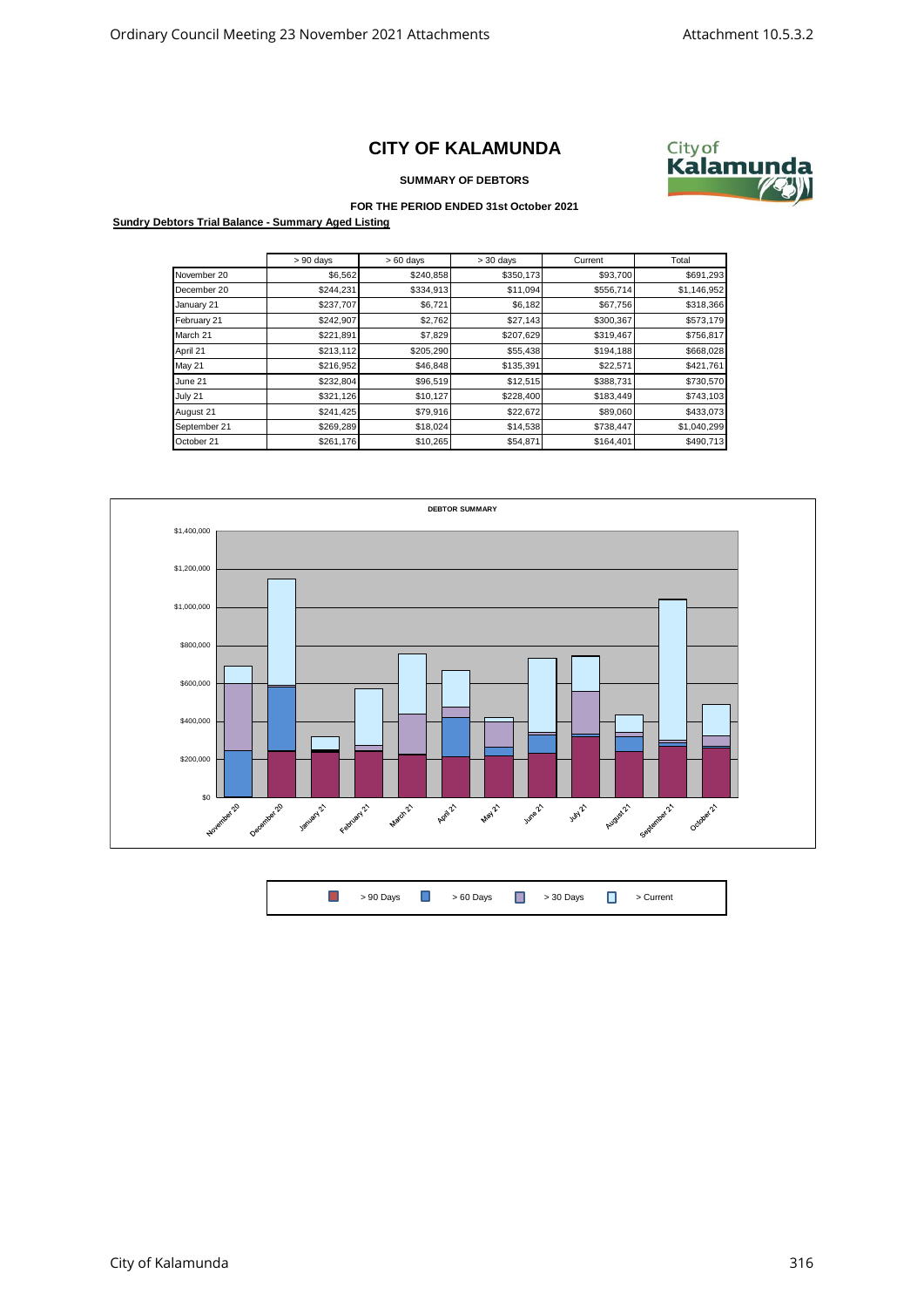# CITY OF KALAMUNDA

**SUMMARY OF DEBTORS**

**FOR THE PERIOD ENDED 31st October 2021**

**Sundry Debtors Trial Balance - Summary Aged Listing**

| | > 90 days | > 60 days | > 30 days | Current | Total |
|---|---|---|---|---|---|
| November 20 | $6,562 | $240,858 | $350,173 | $93,700 | $691,293 |
| December 20 | $244,231 | $334,913 | $11,094 | $556,714 | $1,146,952 |
| January 21 | $237,707 | $6,721 | $6,182 | $67,756 | $318,366 |
| February 21 | $242,907 | $2,762 | $27,143 | $300,367 | $573,179 |
| March 21 | $221,891 | $7,829 | $207,629 | $319,467 | $756,817 |
| April 21 | $213,112 | $205,290 | $55,438 | $194,188 | $668,028 |
| May 21 | $216,952 | $46,848 | $135,391 | $22,571 | $421,761 |
| June 21 | $232,804 | $96,519 | $12,515 | $388,731 | $730,570 |
| July 21 | $321,126 | $10,127 | $228,400 | $183,449 | $743,103 |
| August 21 | $241,425 | $79,916 | $22,672 | $89,060 | $433,073 |
| September 21 | $269,289 | $18,024 | $14,538 | $738,447 | $1,040,299 |
| October 21 | $261,176 | $10,265 | $54,871 | $164,401 | $490,713 |

**DEBTOR SUMMARY**

> 90 Days | > 60 Days | > 30 Days | > Current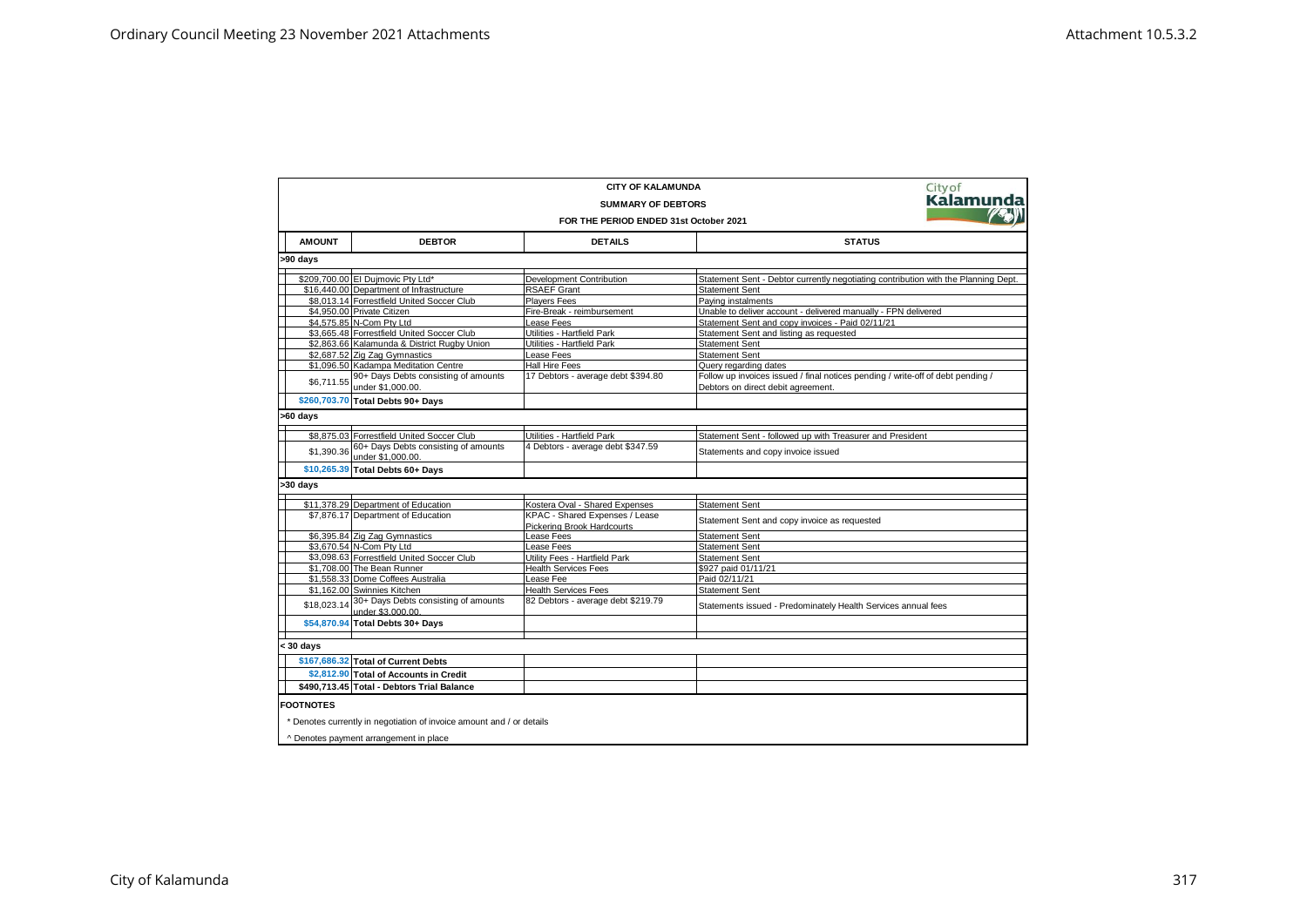**CITY OF KALAMUNDA**

**SUMMARY OF DEBTORS**

**FOR THE PERIOD ENDED 31st October 2021**

| AMOUNT | DEBTOR | DETAILS | STATUS |
|---|---|---|---|
| **>90 days** | | | |
| $209,700.00 | El Dujmovic Pty Ltd* | Development Contribution | Statement Sent - Debtor currently negotiating contribution with the Planning Dept. |
| $16,440.00 | Department of Infrastructure | RSAEF Grant | Statement Sent |
| $8,013.14 | Forrestfield United Soccer Club | Players Fees | Paying instalments |
| $4,950.00 | Private Citizen | Fire-Break - reimbursement | Unable to deliver account - delivered manually - FPN delivered |
| $4,575.85 | N-Com Pty Ltd | Lease Fees | Statement Sent and copy invoices - Paid 02/11/21 |
| $3,665.48 | Forrestfield United Soccer Club | Utilities - Hartfield Park | Statement Sent and listing as requested |
| $2,863.66 | Kalamunda & District Rugby Union | Utilities - Hartfield Park | Statement Sent |
| $2,687.52 | Zig Zag Gymnastics | Lease Fees | Statement Sent |
| $1,096.50 | Kadampa Meditation Centre | Hall Hire Fees | Query regarding dates |
| $6,711.55 | 90+ Days Debts consisting of amounts under $1,000.00. | 17 Debtors - average debt $394.80 | Follow up invoices issued / final notices pending / write-off of debt pending / Debtors on direct debit agreement. |
| **$260,703.70** | **Total Debts 90+ Days** | | |
| **>60 days** | | | |
| $8,875.03 | Forrestfield United Soccer Club | Utilities - Hartfield Park | Statement Sent - followed up with Treasurer and President |
| $1,390.36 | 60+ Days Debts consisting of amounts under $1,000.00. | 4 Debtors - average debt $347.59 | Statements and copy invoice issued |
| **$10,265.39** | **Total Debts 60+ Days** | | |
| **>30 days** | | | |
| $11,378.29 | Department of Education | Kostera Oval - Shared Expenses | Statement Sent |
| $7,876.17 | Department of Education | KPAC - Shared Expenses / Lease Pickering Brook Hardcourts | Statement Sent and copy invoice as requested |
| $6,395.84 | Zig Zag Gymnastics | Lease Fees | Statement Sent |
| $3,670.54 | N-Com Pty Ltd | Lease Fees | Statement Sent |
| $3,098.63 | Forrestfield United Soccer Club | Utility Fees - Hartfield Park | Statement Sent |
| $1,708.00 | The Bean Runner | Health Services Fees | $927 paid 01/11/21 |
| $1,558.33 | Dome Coffees Australia | Lease Fee | Paid 02/11/21 |
| $1,162.00 | Swinnies Kitchen | Health Services Fees | Statement Sent |
| $18,023.14 | 30+ Days Debts consisting of amounts under $3,000.00. | 82 Debtors - average debt $219.79 | Statements issued - Predominately Health Services annual fees |
| **$54,870.94** | **Total Debts 30+ Days** | | |
| **< 30 days** | | | |
| **$167,686.32** | **Total of Current Debts** | | |
| **$2,812.90** | **Total of Accounts in Credit** | | |
| **$490,713.45** | **Total - Debtors Trial Balance** | | |

**FOOTNOTES**

\* Denotes currently in negotiation of invoice amount and / or details

^ Denotes payment arrangement in place